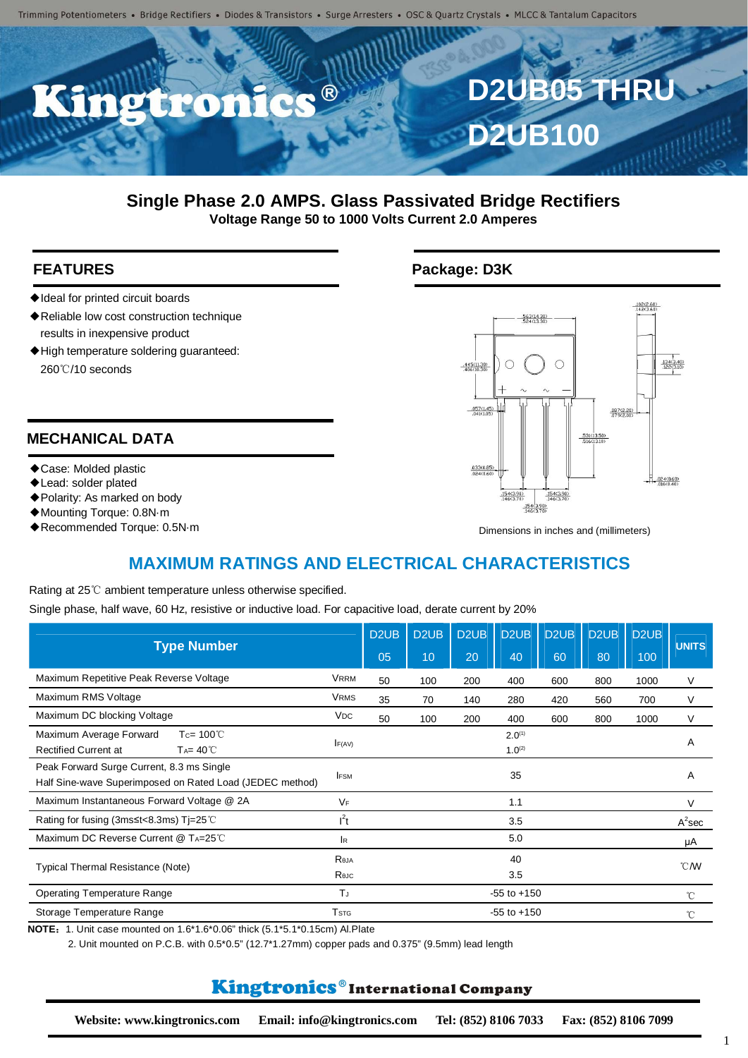Trimming Potentiometers • Bridge Rectifiers • Diodes & Transistors • Surge Arresters • OSC & Quartz Crystals • MLCC & Tantalum Capacitors

# Kingtronics® D2UB05 THRU D2UB100

## Single Phase 2.0 AMPS. Glass Passivated Bridge Rectifiers

**Voltage Range 50 to 1000 Volts Current 2.0 Amperes**

### FEATURES

- ◆Ideal for printed circuit boards
- ◆Reliable low cost construction technique results in inexpensive product
- ◆High temperature soldering guaranteed: 260℃/10 seconds

### MECHANICAL DATA

- ◆Case: Molded plastic
- ◆Lead: solder plated
- ◆Polarity: As marked on body
- ◆Mounting Torque: 0.8N·m
- ◆Recommended Torque: 0.5N·m

### Package: D3K

Dimensions in inches (millimeters)

## MAXIMUM RATINGS AND ELECTRICAL CHARACTERISTICS

Rating at 25℃ ambient temperature unless otherwise specified.

Single phase, half wave, 60 Hz, resistive or inductive load. For capacitive load, derate current by 20%

| Type Number | | D2UB 05 | D2UB 10 | D2UB 20 | D2UB 40 | D2UB 60 | D2UB 80 | D2UB 100 | UNITS |
|---|---|---|---|---|---|---|---|---|---|
| Maximum Repetitive Peak Reverse Voltage | $V_{RRM}$ | 50 | 100 | 200 | 400 | 600 | 800 | 1000 | V |
| Maximum RMS Voltage | $V_{RMS}$ | 35 | 70 | 140 | 280 | 420 | 560 | 700 | V |
| Maximum DC blocking Voltage | $V_{DC}$ | 50 | 100 | 200 | 400 | 600 | 800 | 1000 | V |
| Maximum Average Forward Rectified Current at $T_C$= 100℃ / $T_A$= 40℃ | $I_{F(AV)}$ | | | | 2.0[1] / 1.0[2] | | | | A |
| Peak Forward Surge Current, 8.3 ms Single Half Sine-wave Superimposed on Rated Load (JEDEC method) | $I_{FSM}$ | | | | 35 | | | | A |
| Maximum Instantaneous Forward Voltage @ 2A | $V_F$ | | | | 1.1 | | | | V |
| Rating for fusing (3ms≤t<8.3ms) Tj=25℃ | $I^2t$ | | | | 3.5 | | | | $A^2$sec |
| Maximum DC Reverse Current @ $T_A$=25℃ | $I_R$ | | | | 5.0 | | | | μA |
| Typical Thermal Resistance (Note) | $R_{θJA}$ / $R_{θJC}$ | | | | 40 / 3.5 | | | | ℃/W |
| Operating Temperature Range | $T_J$ | | | | -55 to +150 | | | | ℃ |
| Storage Temperature Range | $T_{STG}$ | | | | -55 to +150 | | | | ℃ |

**NOTE:** 1. Unit case mounted on 1.6*1.6*0.06" thick (5.1*5.1*0.15cm) Al.Plate

2. Unit mounted on P.C.B. with 0.5*0.5" (12.7*1.27mm) copper pads and 0.375" (9.5mm) lead length

**Kingtronics® International Company**

**Website: www.kingtronics.com  Email: info@kingtronics.com  Tel: (852) 8106 7033  Fax: (852) 8106 7099**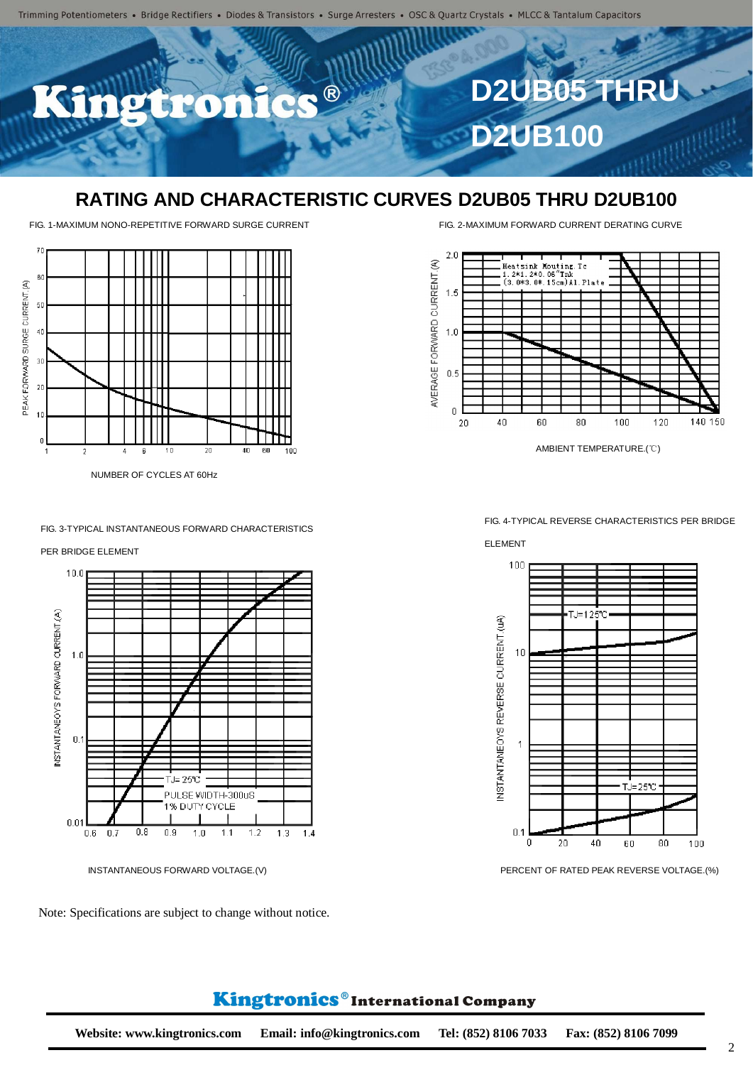# RATING AND CHARACTERISTIC CURVES D2UB05 THRU D2UB100

FIG. 1-MAXIMUM NONO-REPETITIVE FORWARD SURGE CURRENT

PEAK FORWARD SURGE CURRENT (A)

70
60
50
40
30
20
10
0

1 2 4 6 10 20 40 60 100

NUMBER OF CYCLES AT 60Hz

FIG. 2-MAXIMUM FORWARD CURRENT DERATING CURVE

AVERAGE FORWARD CURRENT (A)

2.0
1.5
1.0
0.5
0

Heatsink Mouting Tc
1.2*1.2*0.06"Tnk
(3.0*3.0*.15cm)Al.Plate

20 40 60 80 100 120 140 150

AMBIENT TEMPERATURE.(℃)

FIG. 3-TYPICAL INSTANTANEOUS FORWARD CHARACTERISTICS PER BRIDGE ELEMENT

INSTANTANEOYS FORWARD CURRENT (A)

10.0
1.0
0.1
0.01

TJ= 25℃
PULSE WIDTH-300uS
1% DUTY CYCLE

0.6 0.7 0.8 0.9 1.0 1.1 1.2 1.3 1.4

INSTANTANEOUS FORWARD VOLTAGE.(V)

FIG. 4-TYPICAL REVERSE CHARACTERISTICS PER BRIDGE ELEMENT

INSTANTANEOYS REVERSE CURRENT (uA)

100
10
1
0.1

TJ=125℃
TJ=25℃

0 20 40 60 80 100

PERCENT OF RATED PEAK REVERSE VOLTAGE.(%)

Note: Specifications are subject to change without notice.